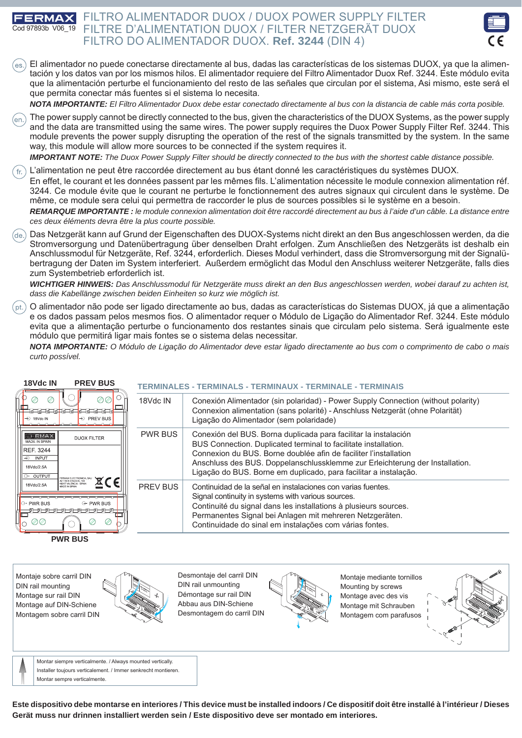**FERMAX**
Cod 97893b V06_19

# FILTRO ALIMENTADOR DUOX / DUOX POWER SUPPLY FILTER FILTRE D'ALIMENTATION DUOX / FILTER NETZGERÄT DUOX FILTRO DO ALIMENTADOR DUOX. Ref. 3244 (DIN 4)

(es.) El alimentador no puede conectarse directamente al bus, dadas las características de los sistemas DUOX, ya que la alimentación y los datos van por los mismos hilos. El alimentador requiere del Filtro Alimentador Duox Ref. 3244. Este módulo evita que la alimentación perturbe el funcionamiento del resto de las señales que circulan por el sistema, Asi mismo, este será el que permita conectar más fuentes si el sistema lo necesita.

***NOTA IMPORTANTE:*** *El Filtro Alimentador Duox debe estar conectado directamente al bus con la distancia de cable más corta posible.*

(en.) The power supply cannot be directly connected to the bus, given the characteristics of the DUOX Systems, as the power supply and the data are transmitted using the same wires. The power supply requires the Duox Power Supply Filter Ref. 3244. This module prevents the power supply disrupting the operation of the rest of the signals transmitted by the system. In the same way, this module will allow more sources to be connected if the system requires it.

***IMPORTANT NOTE:*** *The Duox Power Supply Filter should be directly connected to the bus with the shortest cable distance possible.*

(fr.) L'alimentation ne peut être raccordée directement au bus étant donné les caractéristiques du systèmes DUOX.
En effet, le courant et les données passent par les mêmes fils. L'alimentation nécessite le module connexion alimentation réf. 3244. Ce module évite que le courant ne perturbe le fonctionnement des autres signaux qui circulent dans le système. De même, ce module sera celui qui permettra de raccorder le plus de sources possibles si le système en a besoin.

***REMARQUE IMPORTANTE :*** *le module connexion alimentation doit être raccordé directement au bus à l'aide d'un câble. La distance entre ces deux éléments devra être la plus courte possible.*

(de.) Das Netzgerät kann auf Grund der Eigenschaften des DUOX-Systems nicht direkt an den Bus angeschlossen werden, da die Stromversorgung und Datenübertragung über denselben Draht erfolgen. Zum Anschließen des Netzgeräts ist deshalb ein Anschlussmodul für Netzgeräte, Ref. 3244, erforderlich. Dieses Modul verhindert, dass die Stromversorgung mit der Signalübertragung der Daten im System interferiert. Außerdem ermöglicht das Modul den Anschluss weiterer Netzgeräte, falls dies zum Systembetrieb erforderlich ist.

***WICHTIGER HINWEIS:*** *Das Anschlussmodul für Netzgeräte muss direkt an den Bus angeschlossen werden, wobei darauf zu achten ist, dass die Kabellänge zwischen beiden Einheiten so kurz wie möglich ist.*

(pt.) O alimentador não pode ser ligado directamente ao bus, dadas as características do Sistemas DUOX, já que a alimentação e os dados passam pelos mesmos fios. O alimentador requer o Módulo de Ligação do Alimentador Ref. 3244. Este módulo evita que a alimentação perturbe o funcionamento dos restantes sinais que circulam pelo sistema. Será igualmente este módulo que permitirá ligar mais fontes se o sistema delas necessitar.

***NOTA IMPORTANTE:*** *O Módulo de Ligação do Alimentador deve estar ligado directamente ao bus com o comprimento de cabo o mais curto possível.*

18Vdc IN — PREV BUS — PWR BUS

FERMAX MADE IN SPAIN — DUOX FILTER — REF. 3244 — INPUT 18Vdc/2.5A — OUTPUT 18Vdc/2.5A

### TERMINALES - TERMINALS - TERMINAUX - TERMINALE - TERMINAIS

| | |
|---|---|
| 18Vdc IN | Conexión Alimentador (sin polaridad) - Power Supply Connection (without polarity)<br>Connexion alimentation (sans polarité) - Anschluss Netzgerät (ohne Polarität)<br>Ligação do Alimentador (sem polaridade) |
| PWR BUS | Conexión del BUS. Borna duplicada para facilitar la instalación<br>BUS Connection. Duplicated terminal to facilitate installation.<br>Connexion du BUS. Borne doublée afin de faciliter l'installation<br>Anschluss des BUS. Doppelanschlussklemme zur Erleichterung der Installation.<br>Ligação do BUS. Borne em duplicado, para facilitar a instalação. |
| PREV BUS | Continuidad de la señal en instalaciones con varias fuentes.<br>Signal continuity in systems with various sources.<br>Continuité du signal dans les installations à plusieurs sources.<br>Permanentes Signal bei Anlagen mit mehreren Netzgeräten.<br>Continuidade do sinal em instalações com várias fontes. |

Montaje sobre carril DIN
DIN rail mounting
Montage sur rail DIN
Montage auf DIN-Schiene
Montagem sobre carril DIN

Desmontaje del carril DIN
DIN rail unmounting
Démontage sur rail DIN
Abbau aus DIN-Schiene
Desmontagem do carril DIN

Montaje mediante tornillos
Mounting by screws
Montage avec des vis
Montage mit Schrauben
Montagem com parafusos

Montar siempre verticalmente. / Always mounted vertically.
Installer toujours verticalement. / Immer senkrecht montieren.
Montar sempre verticalmente.

**Este dispositivo debe montarse en interiores / This device must be installed indoors / Ce dispositif doit être installé à l'intérieur / Dieses Gerät muss nur drinnen installiert werden sein / Este dispositivo deve ser montado em interiores.**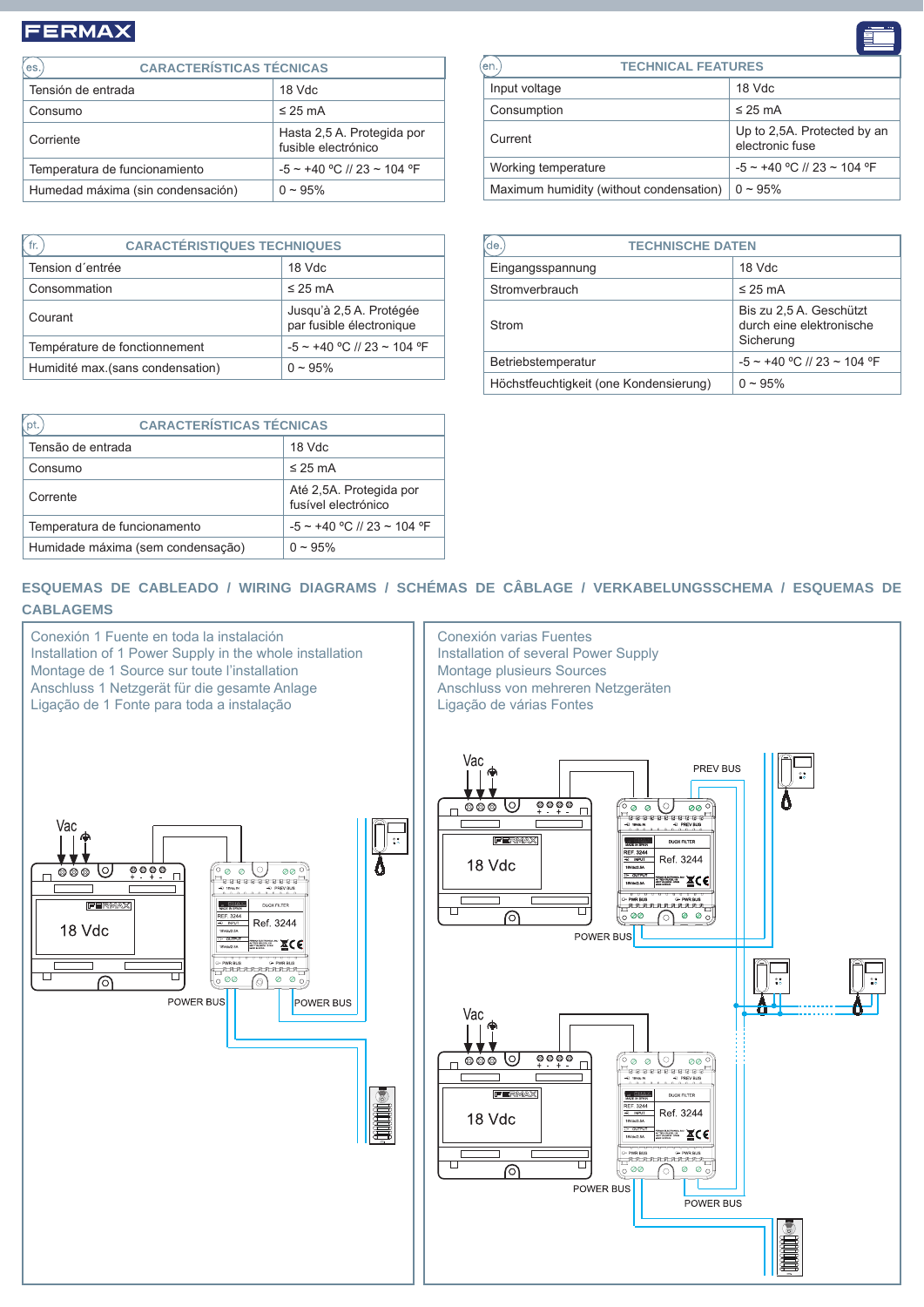FERMAX

## es. CARACTERÍSTICAS TÉCNICAS

| | |
|---|---|
| Tensión de entrada | 18 Vdc |
| Consumo | ≤ 25 mA |
| Corriente | Hasta 2,5 A. Protegida por fusible electrónico |
| Temperatura de funcionamiento | -5 ~ +40 ºC // 23 ~ 104 ºF |
| Humedad máxima (sin condensación) | 0 ~ 95% |

## en. TECHNICAL FEATURES

| | |
|---|---|
| Input voltage | 18 Vdc |
| Consumption | ≤ 25 mA |
| Current | Up to 2,5A. Protected by an electronic fuse |
| Working temperature | -5 ~ +40 ºC // 23 ~ 104 ºF |
| Maximum humidity (without condensation) | 0 ~ 95% |

## fr. CARACTÉRISTIQUES TECHNIQUES

| | |
|---|---|
| Tension d´entrée | 18 Vdc |
| Consommation | ≤ 25 mA |
| Courant | Jusqu'à 2,5 A. Protégée par fusible électronique |
| Température de fonctionnement | -5 ~ +40 ºC // 23 ~ 104 ºF |
| Humidité max.(sans condensation) | 0 ~ 95% |

## de. TECHNISCHE DATEN

| | |
|---|---|
| Eingangsspannung | 18 Vdc |
| Stromverbrauch | ≤ 25 mA |
| Strom | Bis zu 2,5 A. Geschützt durch eine elektronische Sicherung |
| Betriebstemperatur | -5 ~ +40 ºC // 23 ~ 104 ºF |
| Höchstfeuchtigkeit (one Kondensierung) | 0 ~ 95% |

## pt. CARACTERÍSTICAS TÉCNICAS

| | |
|---|---|
| Tensão de entrada | 18 Vdc |
| Consumo | ≤ 25 mA |
| Corrente | Até 2,5A. Protegida por fusível electrónico |
| Temperatura de funcionamento | -5 ~ +40 ºC // 23 ~ 104 ºF |
| Humidade máxima (sem condensação) | 0 ~ 95% |

## ESQUEMAS DE CABLEADO / WIRING DIAGRAMS / SCHÉMAS DE CÂBLAGE / VERKABELUNGSSCHEMA / ESQUEMAS DE CABLAGEMS

Conexión 1 Fuente en toda la instalación
Installation of 1 Power Supply in the whole installation
Montage de 1 Source sur toute l'installation
Anschluss 1 Netzgerät für die gesamte Anlage
Ligação de 1 Fonte para toda a instalação

Vac
18 Vdc
Ref. 3244
POWER BUS
POWER BUS

Conexión varias Fuentes
Installation of several Power Supply
Montage plusieurs Sources
Anschluss von mehreren Netzgeräten
Ligação de várias Fontes

Vac
18 Vdc
Ref. 3244
PREV BUS
POWER BUS
Vac
18 Vdc
Ref. 3244
POWER BUS
POWER BUS